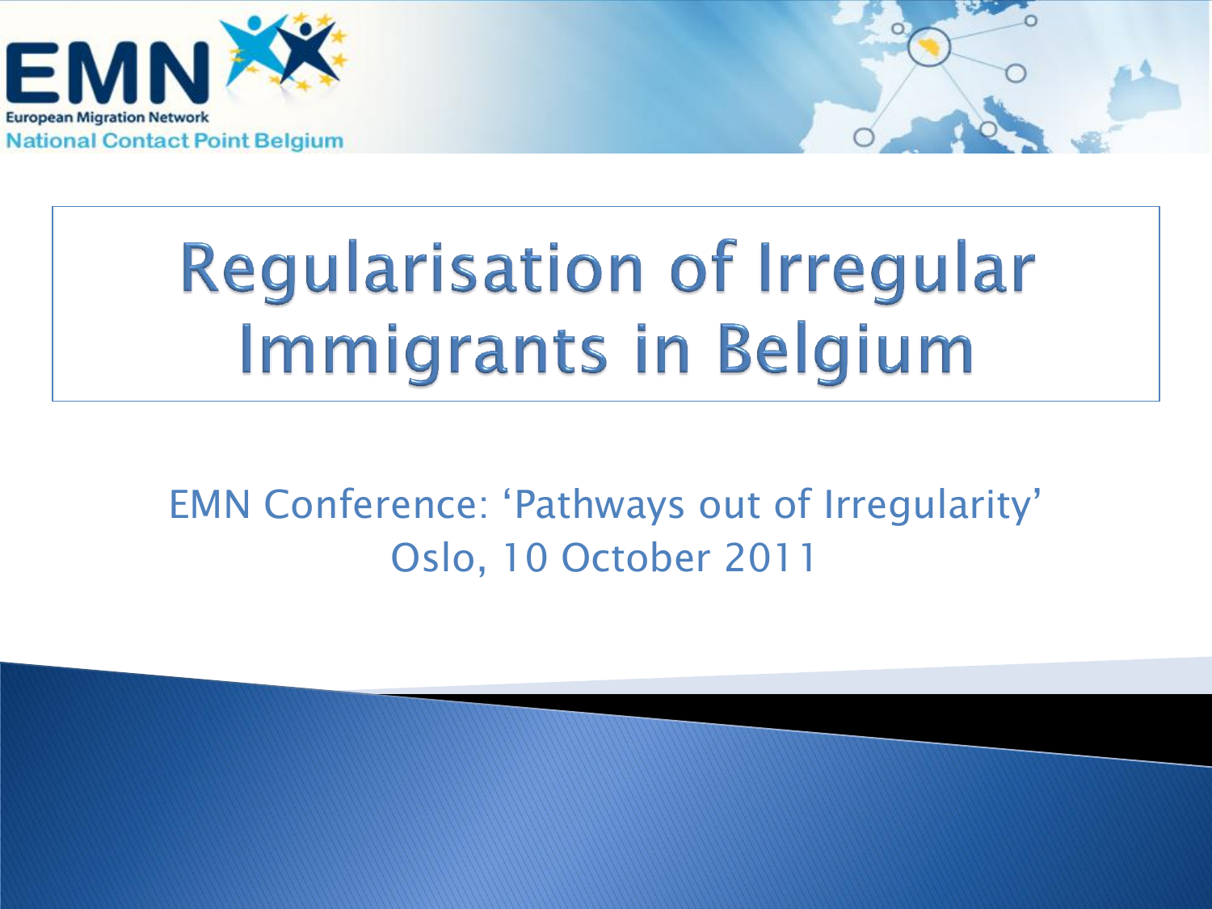European Migration Network
National Contact Point Belgium

# Regularisation of Irregular Immigrants in Belgium

EMN Conference: 'Pathways out of Irregularity'
Oslo, 10 October 2011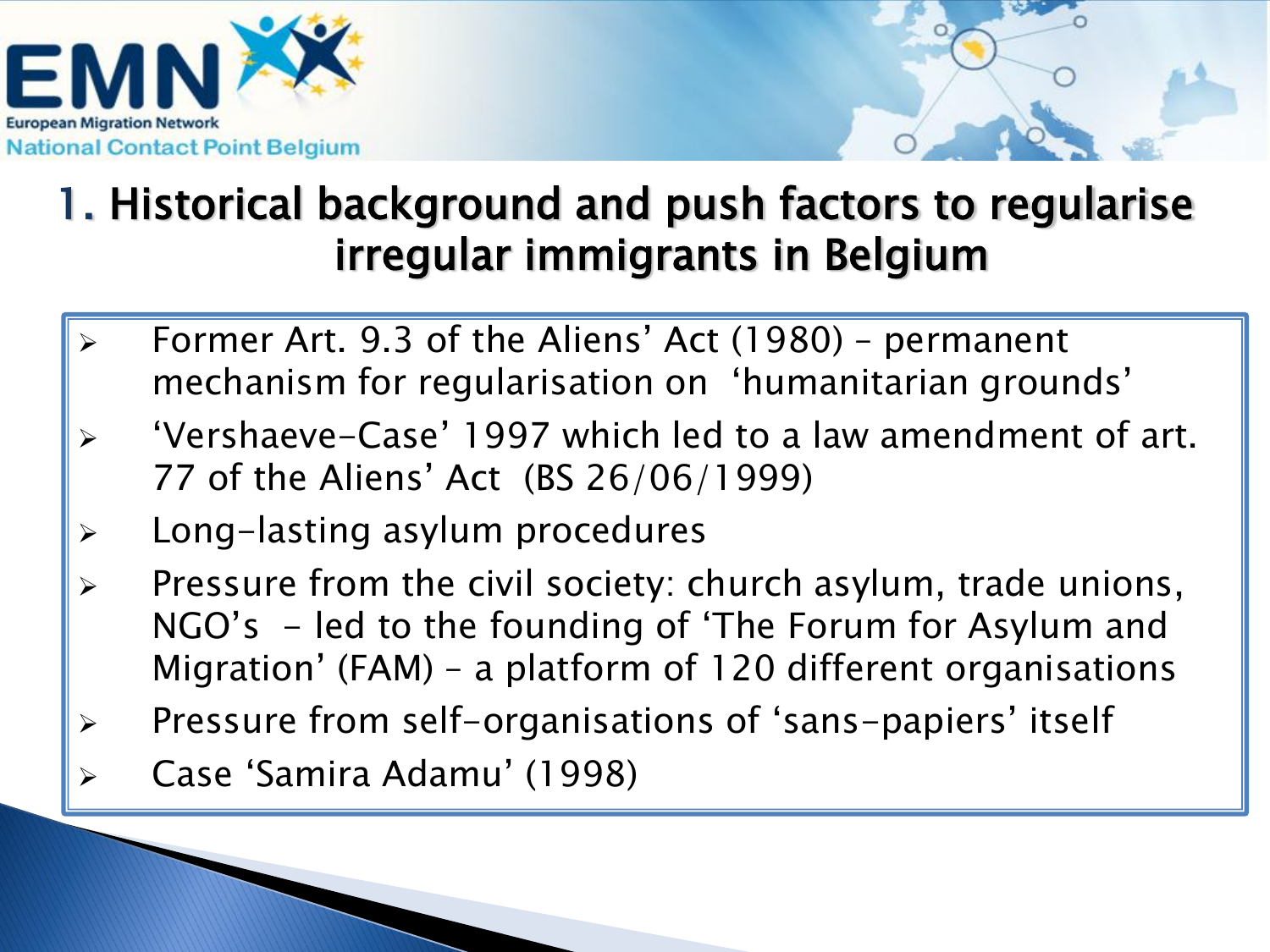# 1. Historical background and push factors to regularise irregular immigrants in Belgium

- Former Art. 9.3 of the Aliens' Act (1980) – permanent mechanism for regularisation on 'humanitarian grounds'
- 'Vershaeve-Case' 1997 which led to a law amendment of art. 77 of the Aliens' Act (BS 26/06/1999)
- Long-lasting asylum procedures
- Pressure from the civil society: church asylum, trade unions, NGO's - led to the founding of 'The Forum for Asylum and Migration' (FAM) – a platform of 120 different organisations
- Pressure from self-organisations of 'sans-papiers' itself
- Case 'Samira Adamu' (1998)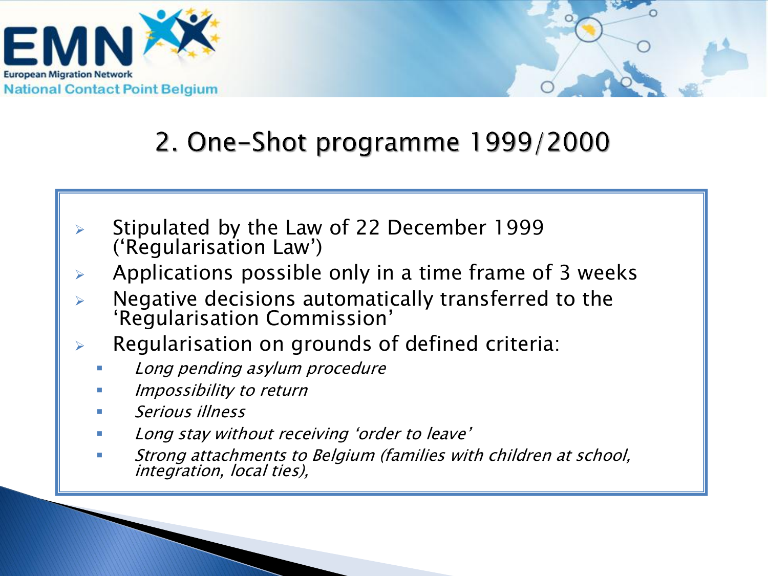## 2. One-Shot programme 1999/2000

- Stipulated by the Law of 22 December 1999 ('Regularisation Law')
- Applications possible only in a time frame of 3 weeks
- Negative decisions automatically transferred to the 'Regularisation Commission'
- Regularisation on grounds of defined criteria:
  - *Long pending asylum procedure*
  - *Impossibility to return*
  - *Serious illness*
  - *Long stay without receiving 'order to leave'*
  - *Strong attachments to Belgium (families with children at school, integration, local ties),*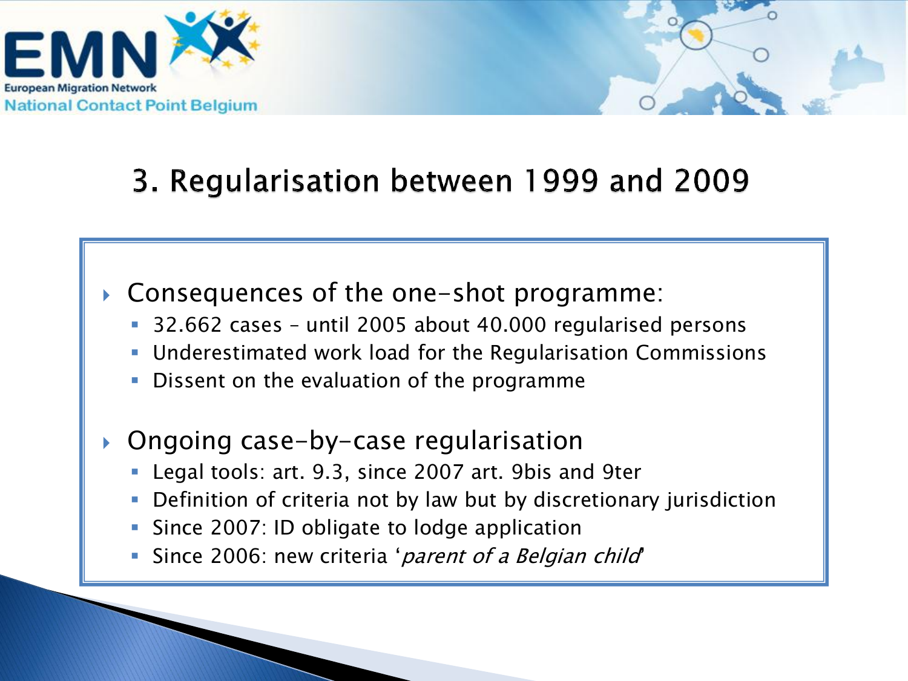# 3. Regularisation between 1999 and 2009

- Consequences of the one-shot programme:
  - 32.662 cases – until 2005 about 40.000 regularised persons
  - Underestimated work load for the Regularisation Commissions
  - Dissent on the evaluation of the programme

- Ongoing case-by-case regularisation
  - Legal tools: art. 9.3, since 2007 art. 9bis and 9ter
  - Definition of criteria not by law but by discretionary jurisdiction
  - Since 2007: ID obligate to lodge application
  - Since 2006: new criteria '*parent of a Belgian child*'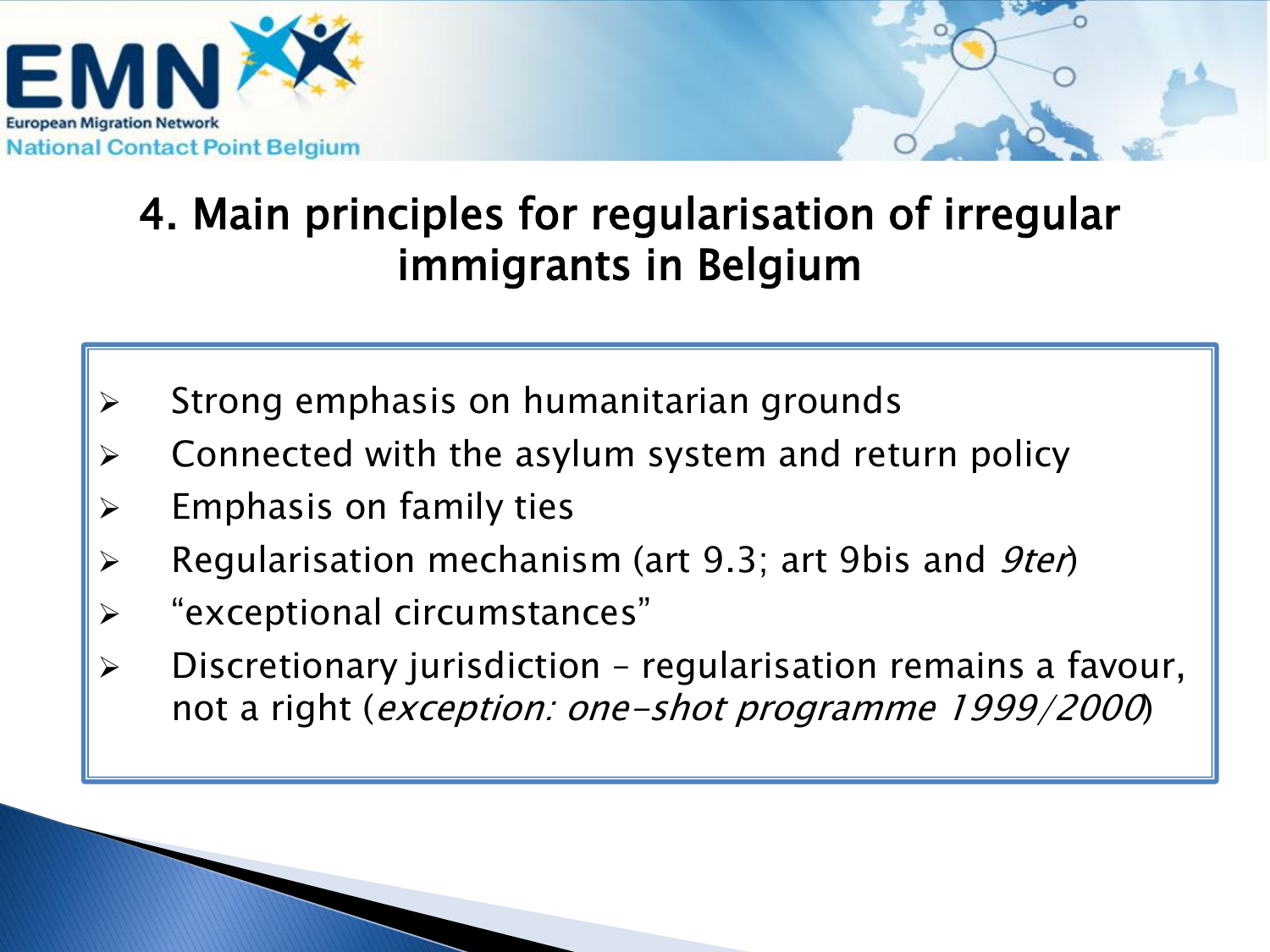# 4. Main principles for regularisation of irregular immigrants in Belgium

- Strong emphasis on humanitarian grounds
- Connected with the asylum system and return policy
- Emphasis on family ties
- Regularisation mechanism (art 9.3; art 9bis and *9ter*)
- "exceptional circumstances"
- Discretionary jurisdiction – regularisation remains a favour, not a right (*exception: one-shot programme 1999/2000*)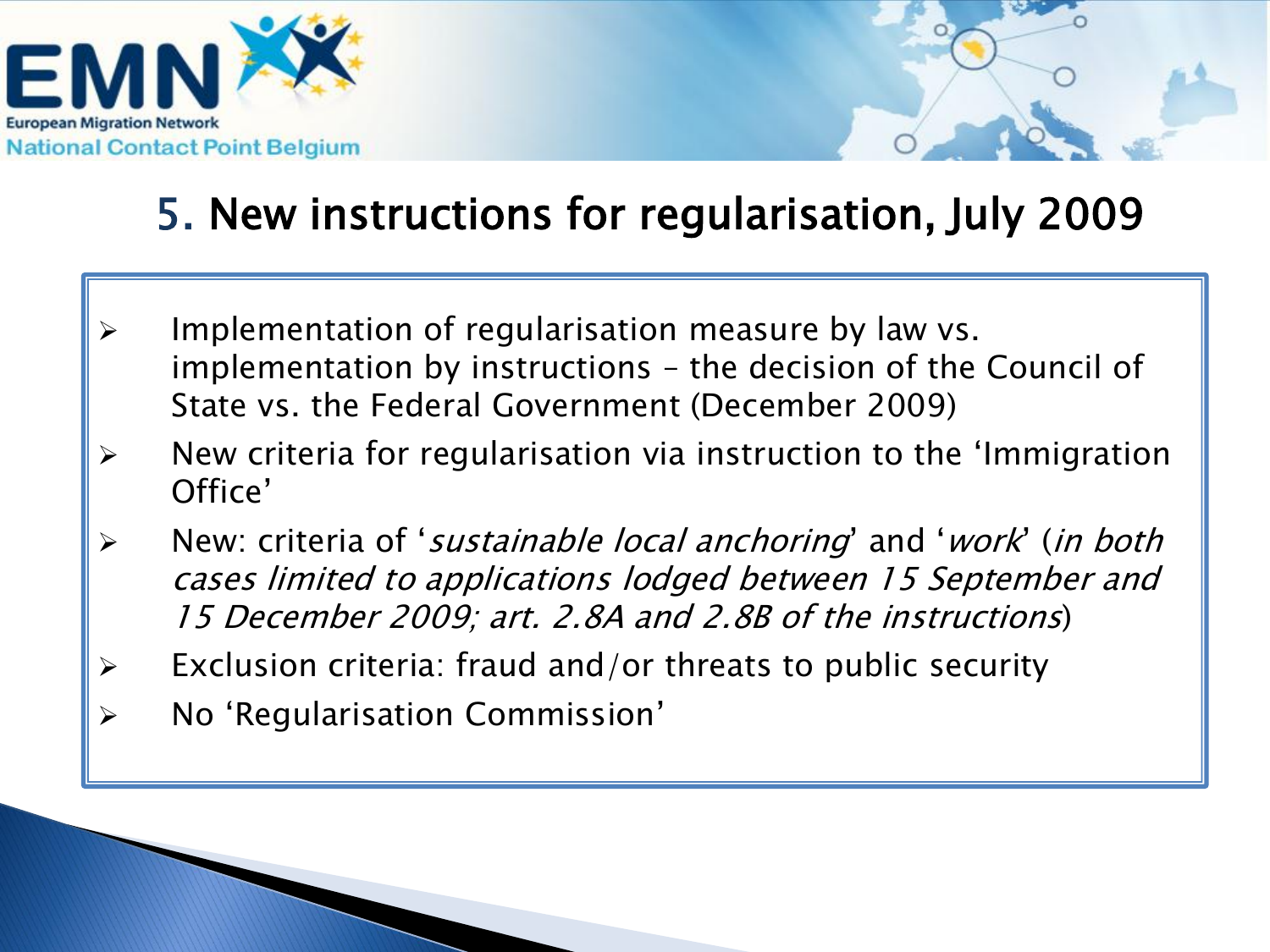## 5. New instructions for regularisation, July 2009

- Implementation of regularisation measure by law vs. implementation by instructions – the decision of the Council of State vs. the Federal Government (December 2009)
- New criteria for regularisation via instruction to the 'Immigration Office'
- New: criteria of '*sustainable local anchoring*' and '*work*' (*in both cases limited to applications lodged between 15 September and 15 December 2009; art. 2.8A and 2.8B of the instructions*)
- Exclusion criteria: fraud and/or threats to public security
- No 'Regularisation Commission'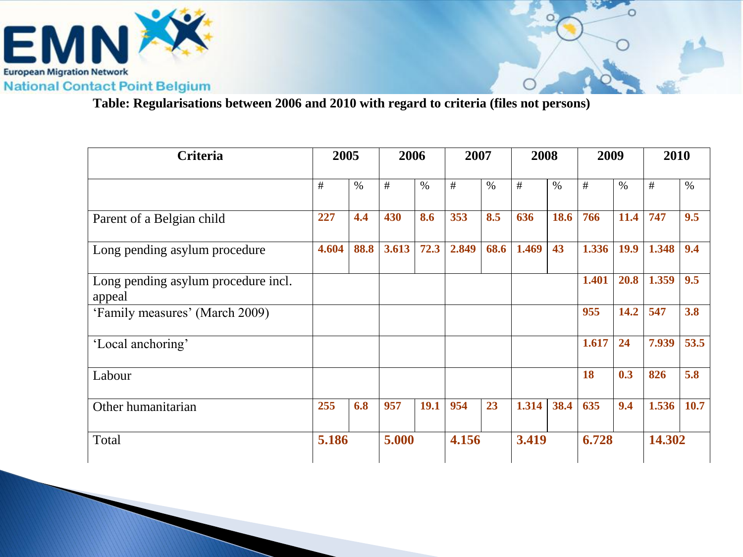**Table: Regularisations between 2006 and 2010 with regard to criteria (files not persons)**

| Criteria | 2005 | | 2006 | | 2007 | | 2008 | | 2009 | | 2010 | |
|---|---|---|---|---|---|---|---|---|---|---|---|---|
| | # | % | # | % | # | % | # | % | # | % | # | % |
| Parent of a Belgian child | 227 | 4.4 | 430 | 8.6 | 353 | 8.5 | 636 | 18.6 | 766 | 11.4 | 747 | 9.5 |
| Long pending asylum procedure | 4.604 | 88.8 | 3.613 | 72.3 | 2.849 | 68.6 | 1.469 | 43 | 1.336 | 19.9 | 1.348 | 9.4 |
| Long pending asylum procedure incl. appeal | | | | | | | | | 1.401 | 20.8 | 1.359 | 9.5 |
| 'Family measures' (March 2009) | | | | | | | | | 955 | 14.2 | 547 | 3.8 |
| 'Local anchoring' | | | | | | | | | 1.617 | 24 | 7.939 | 53.5 |
| Labour | | | | | | | | | 18 | 0.3 | 826 | 5.8 |
| Other humanitarian | 255 | 6.8 | 957 | 19.1 | 954 | 23 | 1.314 | 38.4 | 635 | 9.4 | 1.536 | 10.7 |
| Total | 5.186 | | 5.000 | | 4.156 | | 3.419 | | 6.728 | | 14.302 | |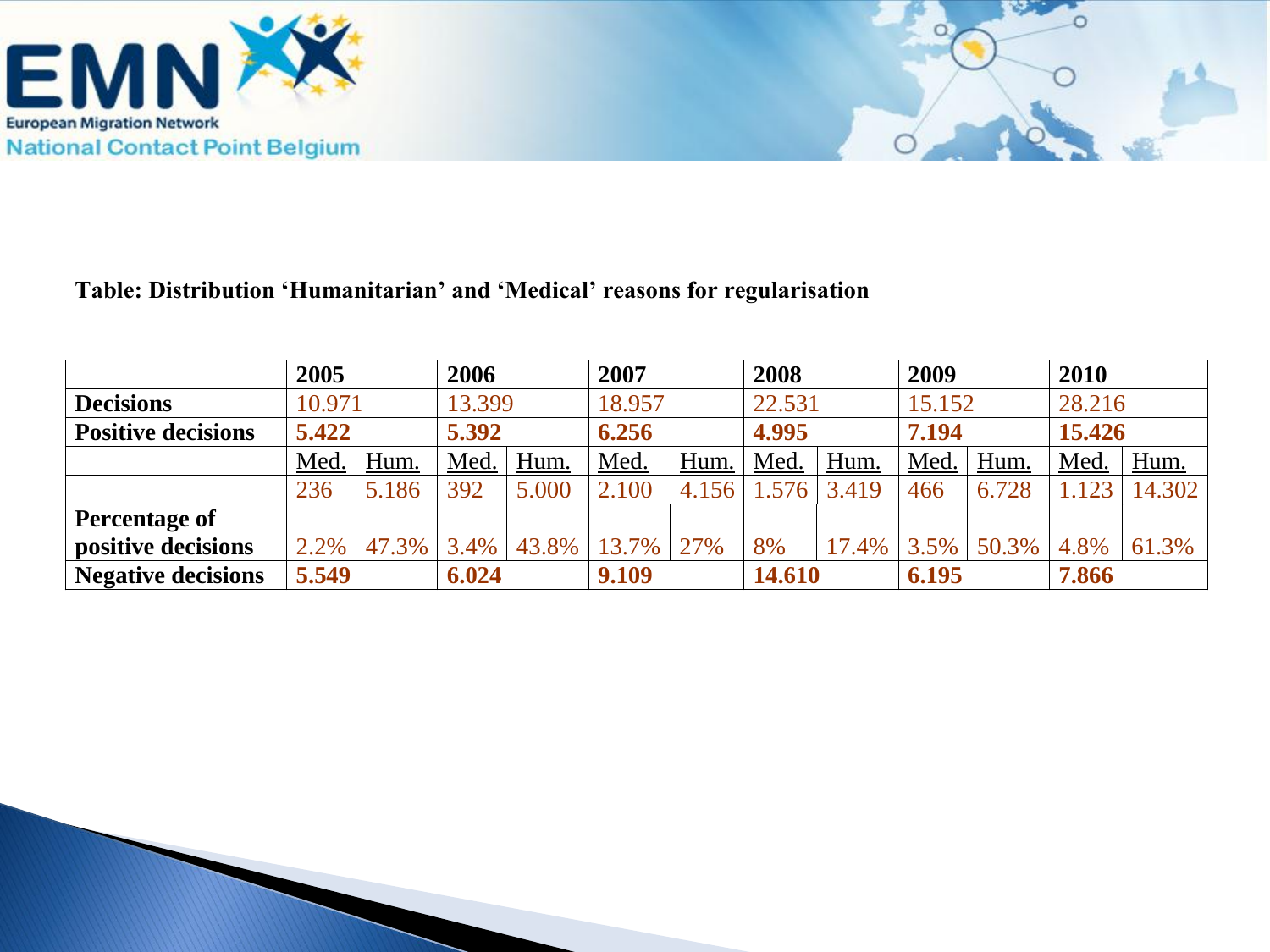**Table: Distribution 'Humanitarian' and 'Medical' reasons for regularisation**

| | 2005 | | 2006 | | 2007 | | 2008 | | 2009 | | 2010 | |
|---|---|---|---|---|---|---|---|---|---|---|---|---|
| **Decisions** | 10.971 | | 13.399 | | 18.957 | | 22.531 | | 15.152 | | 28.216 | |
| **Positive decisions** | **5.422** | | **5.392** | | **6.256** | | **4.995** | | **7.194** | | **15.426** | |
| | Med. | Hum. | Med. | Hum. | Med. | Hum. | Med. | Hum. | Med. | Hum. | Med. | Hum. |
| | 236 | 5.186 | 392 | 5.000 | 2.100 | 4.156 | 1.576 | 3.419 | 466 | 6.728 | 1.123 | 14.302 |
| **Percentage of positive decisions** | 2.2% | 47.3% | 3.4% | 43.8% | 13.7% | 27% | 8% | 17.4% | 3.5% | 50.3% | 4.8% | 61.3% |
| **Negative decisions** | **5.549** | | **6.024** | | **9.109** | | **14.610** | | **6.195** | | **7.866** | |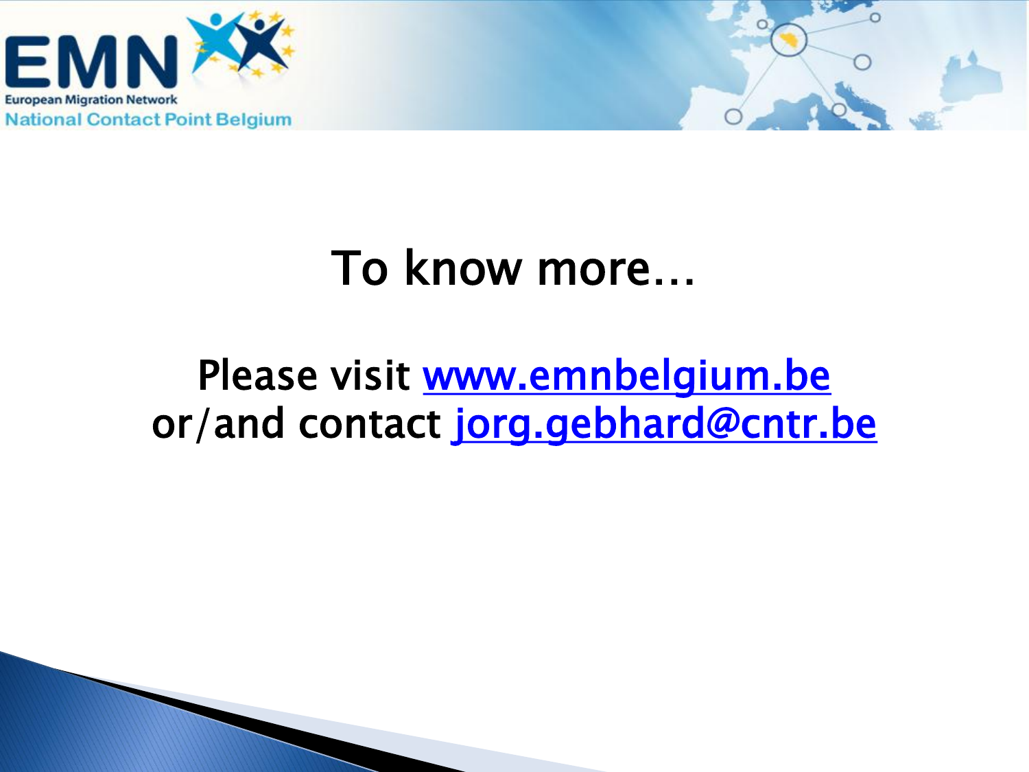# To know more…

Please visit www.emnbelgium.be
or/and contact jorg.gebhard@cntr.be